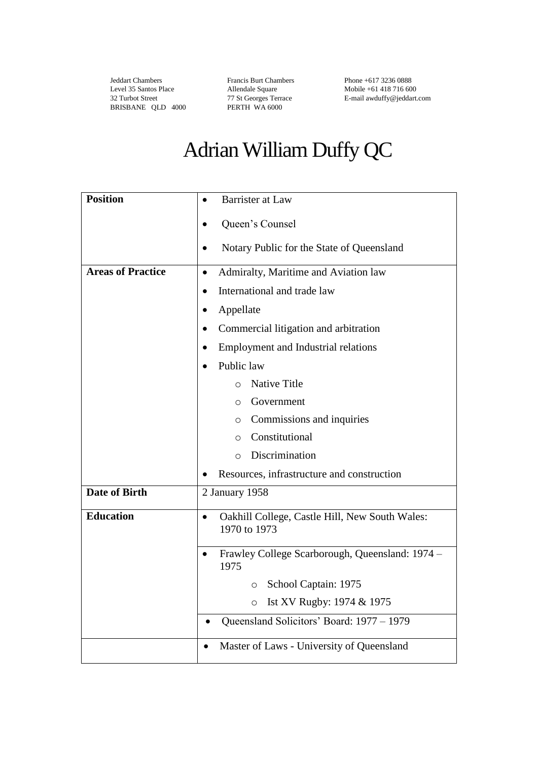Jeddart Chambers
Level 35 Santos Place
32 Turbot Street
BRISBANE QLD 4000

Francis Burt Chambers
Allendale Square
77 St Georges Terrace
PERTH WA 6000

Phone +617 3236 0888
Mobile +61 418 716 600
E-mail awduffy@jeddart.com

# Adrian William Duffy QC

| | |
|---|---|
| **Position** | • Barrister at Law<br>• Queen's Counsel<br>• Notary Public for the State of Queensland |
| **Areas of Practice** | • Admiralty, Maritime and Aviation law<br>• International and trade law<br>• Appellate<br>• Commercial litigation and arbitration<br>• Employment and Industrial relations<br>• Public law<br>  ○ Native Title<br>  ○ Government<br>  ○ Commissions and inquiries<br>  ○ Constitutional<br>  ○ Discrimination<br>• Resources, infrastructure and construction |
| **Date of Birth** | 2 January 1958 |
| **Education** | • Oakhill College, Castle Hill, New South Wales: 1970 to 1973 |
| | • Frawley College Scarborough, Queensland: 1974 – 1975<br>  ○ School Captain: 1975<br>  ○ Ist XV Rugby: 1974 & 1975 |
| | • Queensland Solicitors' Board: 1977 – 1979 |
| | • Master of Laws - University of Queensland |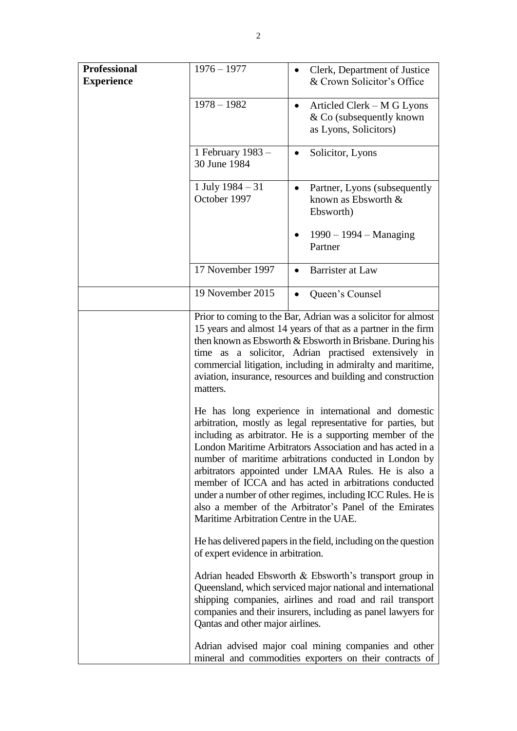| **Professional Experience** | 1976 – 1977 | • Clerk, Department of Justice & Crown Solicitor's Office |
|---|---|---|
| | 1978 – 1982 | • Articled Clerk – M G Lyons & Co (subsequently known as Lyons, Solicitors) |
| | 1 February 1983 – 30 June 1984 | • Solicitor, Lyons |
| | 1 July 1984 – 31 October 1997 | • Partner, Lyons (subsequently known as Ebsworth & Ebsworth)<br>• 1990 – 1994 – Managing Partner |
| | 17 November 1997 | • Barrister at Law |
| | 19 November 2015 | • Queen's Counsel |
| | Prior to coming to the Bar, Adrian was a solicitor for almost 15 years and almost 14 years of that as a partner in the firm then known as Ebsworth & Ebsworth in Brisbane. During his time as a solicitor, Adrian practised extensively in commercial litigation, including in admiralty and maritime, aviation, insurance, resources and building and construction matters.<br><br>He has long experience in international and domestic arbitration, mostly as legal representative for parties, but including as arbitrator. He is a supporting member of the London Maritime Arbitrators Association and has acted in a number of maritime arbitrations conducted in London by arbitrators appointed under LMAA Rules. He is also a member of ICCA and has acted in arbitrations conducted under a number of other regimes, including ICC Rules. He is also a member of the Arbitrator's Panel of the Emirates Maritime Arbitration Centre in the UAE.<br><br>He has delivered papers in the field, including on the question of expert evidence in arbitration.<br><br>Adrian headed Ebsworth & Ebsworth's transport group in Queensland, which serviced major national and international shipping companies, airlines and road and rail transport companies and their insurers, including as panel lawyers for Qantas and other major airlines.<br><br>Adrian advised major coal mining companies and other mineral and commodities exporters on their contracts of | |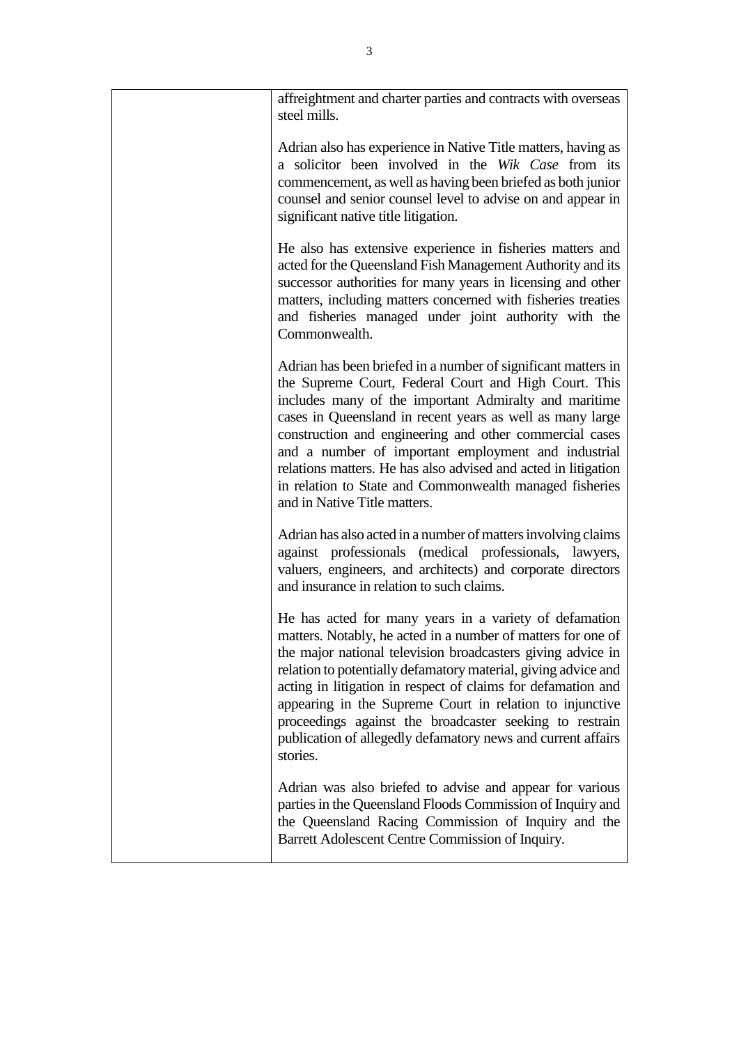| | affreightment and charter parties and contracts with overseas steel mills.<br><br>Adrian also has experience in Native Title matters, having as a solicitor been involved in the *Wik Case* from its commencement, as well as having been briefed as both junior counsel and senior counsel level to advise on and appear in significant native title litigation.<br><br>He also has extensive experience in fisheries matters and acted for the Queensland Fish Management Authority and its successor authorities for many years in licensing and other matters, including matters concerned with fisheries treaties and fisheries managed under joint authority with the Commonwealth.<br><br>Adrian has been briefed in a number of significant matters in the Supreme Court, Federal Court and High Court. This includes many of the important Admiralty and maritime cases in Queensland in recent years as well as many large construction and engineering and other commercial cases and a number of important employment and industrial relations matters. He has also advised and acted in litigation in relation to State and Commonwealth managed fisheries and in Native Title matters.<br><br>Adrian has also acted in a number of matters involving claims against professionals (medical professionals, lawyers, valuers, engineers, and architects) and corporate directors and insurance in relation to such claims.<br><br>He has acted for many years in a variety of defamation matters. Notably, he acted in a number of matters for one of the major national television broadcasters giving advice in relation to potentially defamatory material, giving advice and acting in litigation in respect of claims for defamation and appearing in the Supreme Court in relation to injunctive proceedings against the broadcaster seeking to restrain publication of allegedly defamatory news and current affairs stories.<br><br>Adrian was also briefed to advise and appear for various parties in the Queensland Floods Commission of Inquiry and the Queensland Racing Commission of Inquiry and the Barrett Adolescent Centre Commission of Inquiry. |
|---|---|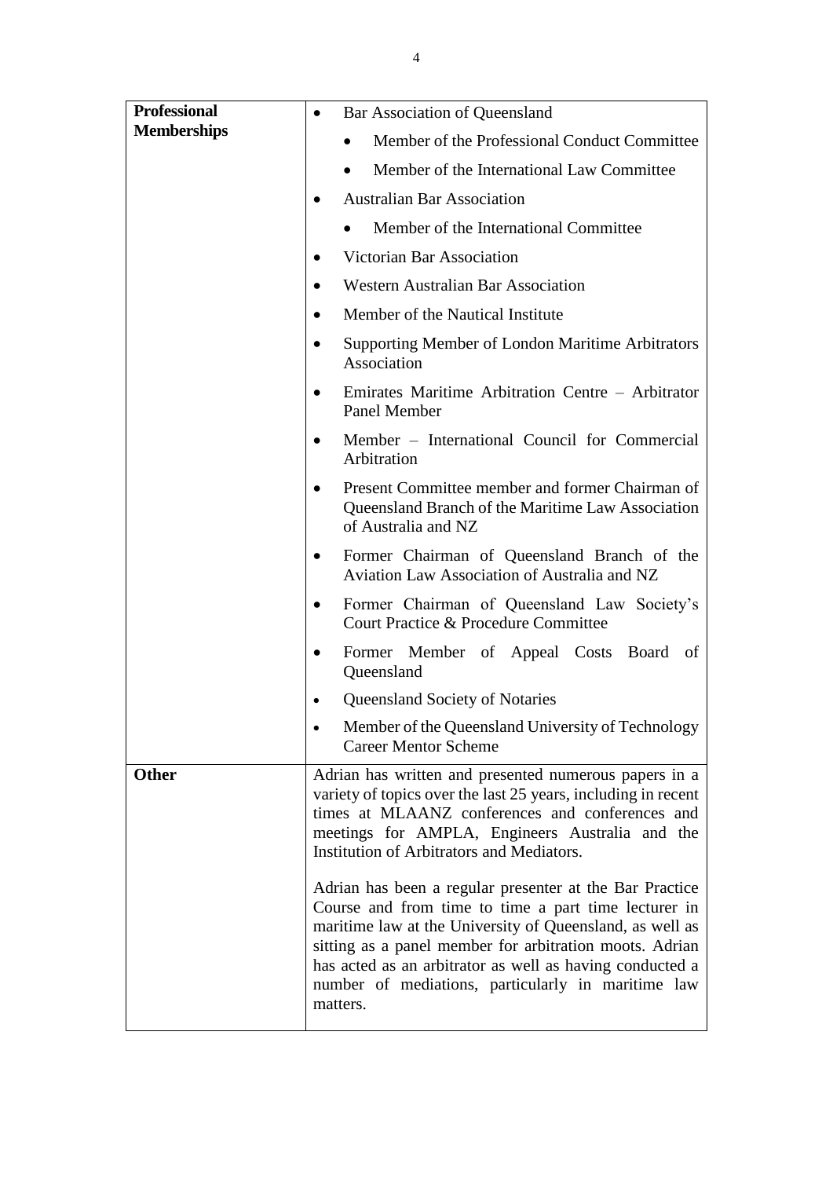| | |
|---|---|
| **Professional Memberships** | • Bar Association of Queensland<br>  ◦ Member of the Professional Conduct Committee<br>  ◦ Member of the International Law Committee<br>• Australian Bar Association<br>  ◦ Member of the International Committee<br>• Victorian Bar Association<br>• Western Australian Bar Association<br>• Member of the Nautical Institute<br>• Supporting Member of London Maritime Arbitrators Association<br>• Emirates Maritime Arbitration Centre – Arbitrator Panel Member<br>• Member – International Council for Commercial Arbitration<br>• Present Committee member and former Chairman of Queensland Branch of the Maritime Law Association of Australia and NZ<br>• Former Chairman of Queensland Branch of the Aviation Law Association of Australia and NZ<br>• Former Chairman of Queensland Law Society's Court Practice & Procedure Committee<br>• Former Member of Appeal Costs Board of Queensland<br>• Queensland Society of Notaries<br>• Member of the Queensland University of Technology Career Mentor Scheme |
| **Other** | Adrian has written and presented numerous papers in a variety of topics over the last 25 years, including in recent times at MLAANZ conferences and conferences and meetings for AMPLA, Engineers Australia and the Institution of Arbitrators and Mediators.<br><br>Adrian has been a regular presenter at the Bar Practice Course and from time to time a part time lecturer in maritime law at the University of Queensland, as well as sitting as a panel member for arbitration moots. Adrian has acted as an arbitrator as well as having conducted a number of mediations, particularly in maritime law matters. |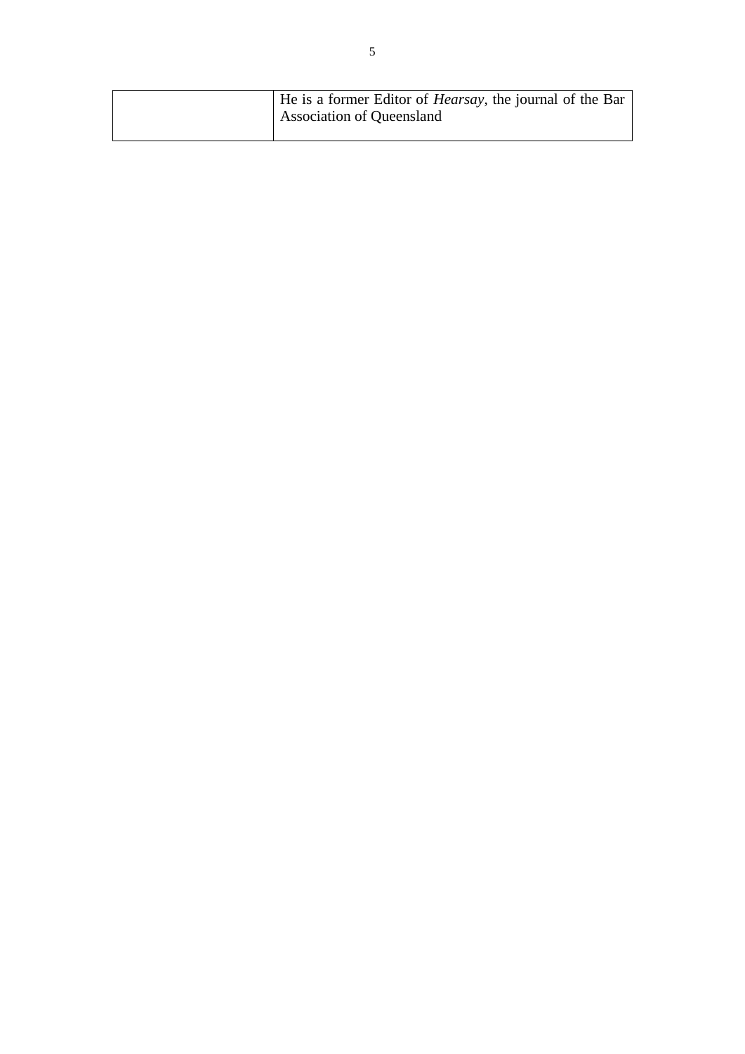| | |
|---|---|
| | He is a former Editor of *Hearsay*, the journal of the Bar Association of Queensland |